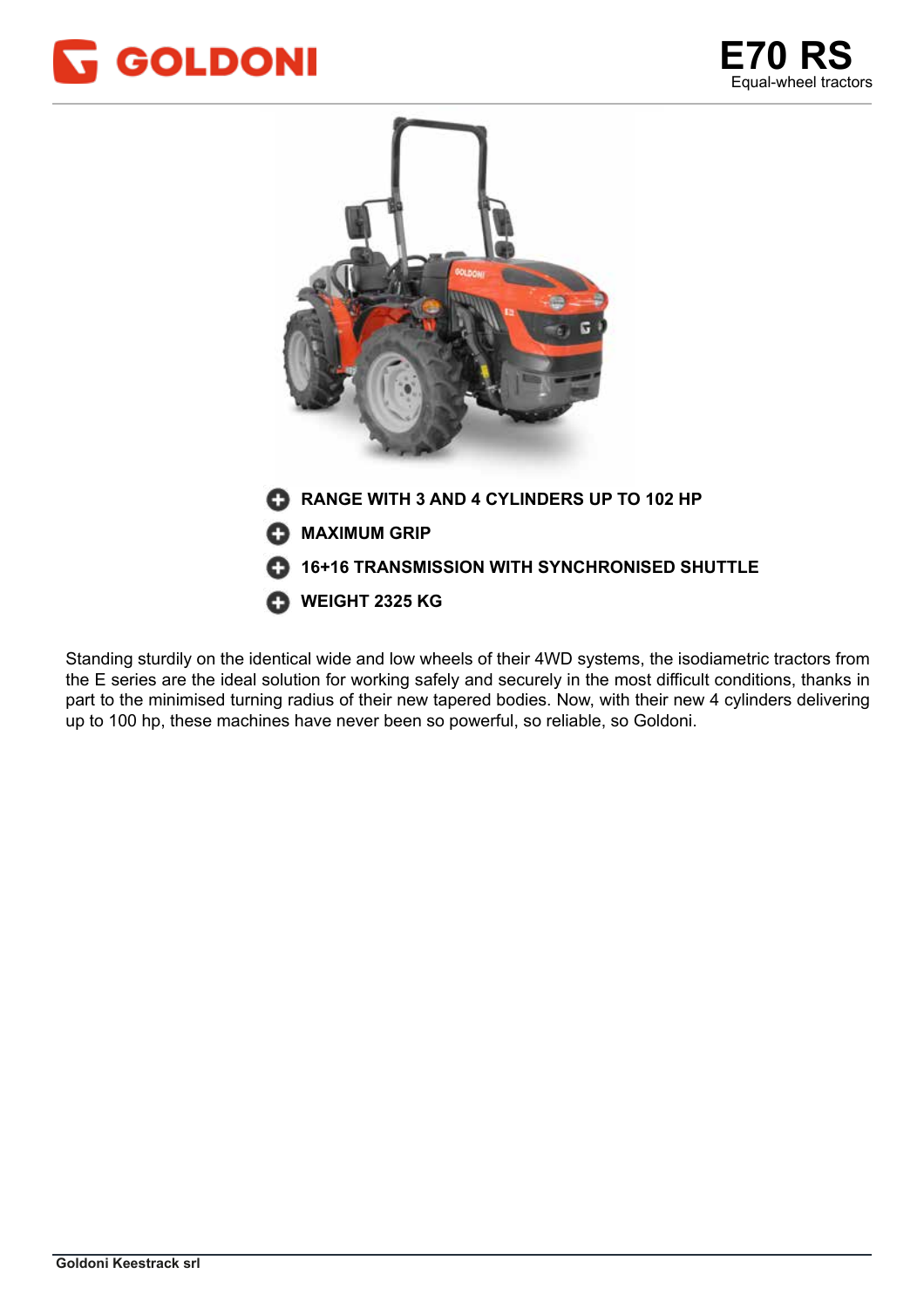GOLDONI

# E70 RS

Equal-wheel tractors

- **RANGE WITH 3 AND 4 CYLINDERS UP TO 102 HP**
- **MAXIMUM GRIP**
- **16+16 TRANSMISSION WITH SYNCHRONISED SHUTTLE**
- **WEIGHT 2325 KG**

Standing sturdily on the identical wide and low wheels of their 4WD systems, the isodiametric tractors from the E series are the ideal solution for working safely and securely in the most difficult conditions, thanks in part to the minimised turning radius of their new tapered bodies. Now, with their new 4 cylinders delivering up to 100 hp, these machines have never been so powerful, so reliable, so Goldoni.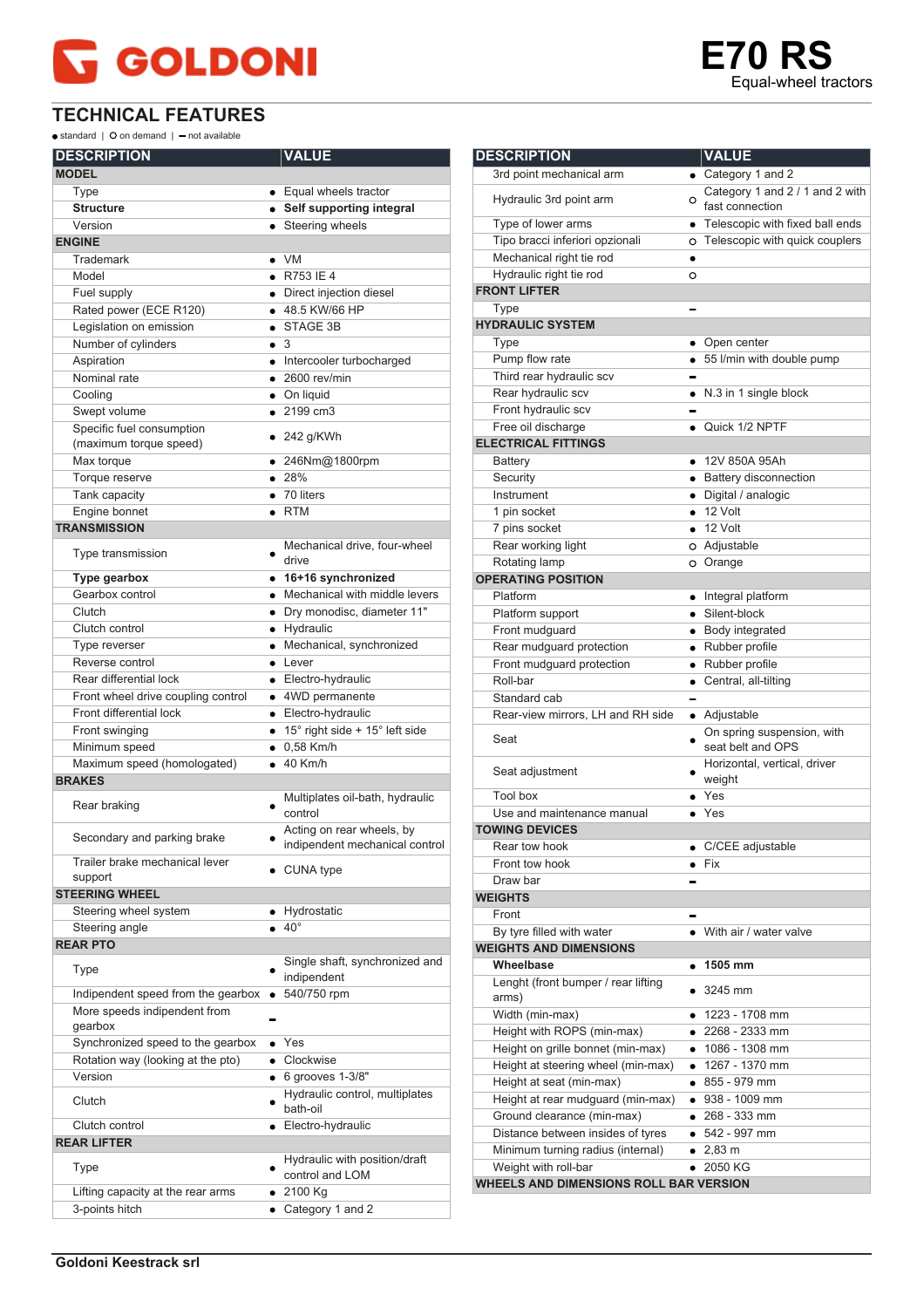# GOLDONI

# E70 RS

Equal-wheel tractors

## TECHNICAL FEATURES

● standard | O on demand | – not available

| DESCRIPTION | | VALUE |
|---|---|---|
| **MODEL** | | |
| Type | ● | Equal wheels tractor |
| **Structure** | ● | **Self supporting integral** |
| Version | ● | Steering wheels |
| **ENGINE** | | |
| Trademark | ● | VM |
| Model | ● | R753 IE 4 |
| Fuel supply | ● | Direct injection diesel |
| Rated power (ECE R120) | ● | 48.5 KW/66 HP |
| Legislation on emission | ● | STAGE 3B |
| Number of cylinders | ● | 3 |
| Aspiration | ● | Intercooler turbocharged |
| Nominal rate | ● | 2600 rev/min |
| Cooling | ● | On liquid |
| Swept volume | ● | 2199 cm3 |
| Specific fuel consumption (maximum torque speed) | ● | 242 g/KWh |
| Max torque | ● | 246Nm@1800rpm |
| Torque reserve | ● | 28% |
| Tank capacity | ● | 70 liters |
| Engine bonnet | ● | RTM |
| **TRANSMISSION** | | |
| Type transmission | ● | Mechanical drive, four-wheel drive |
| **Type gearbox** | ● | **16+16 synchronized** |
| Gearbox control | ● | Mechanical with middle levers |
| Clutch | ● | Dry monodisc, diameter 11" |
| Clutch control | ● | Hydraulic |
| Type reverser | ● | Mechanical, synchronized |
| Reverse control | ● | Lever |
| Rear differential lock | ● | Electro-hydraulic |
| Front wheel drive coupling control | ● | 4WD permanente |
| Front differential lock | ● | Electro-hydraulic |
| Front swinging | ● | 15° right side + 15° left side |
| Minimum speed | ● | 0,58 Km/h |
| Maximum speed (homologated) | ● | 40 Km/h |
| **BRAKES** | | |
| Rear braking | ● | Multiplates oil-bath, hydraulic control |
| Secondary and parking brake | ● | Acting on rear wheels, by independent mechanical control |
| Trailer brake mechanical lever support | ● | CUNA type |
| **STEERING WHEEL** | | |
| Steering wheel system | ● | Hydrostatic |
| Steering angle | ● | 40° |
| **REAR PTO** | | |
| Type | ● | Single shaft, synchronized and indipendent |
| Indipendent speed from the gearbox | ● | 540/750 rpm |
| More speeds indipendent from gearbox | – | |
| Synchronized speed to the gearbox | ● | Yes |
| Rotation way (looking at the pto) | ● | Clockwise |
| Version | ● | 6 grooves 1-3/8" |
| Clutch | ● | Hydraulic control, multiplates bath-oil |
| Clutch control | ● | Electro-hydraulic |
| **REAR LIFTER** | | |
| Type | ● | Hydraulic with position/draft control and LOM |
| Lifting capacity at the rear arms | ● | 2100 Kg |
| 3-points hitch | ● | Category 1 and 2 |

| DESCRIPTION | | VALUE |
|---|---|---|
| 3rd point mechanical arm | ● | Category 1 and 2 |
| Hydraulic 3rd point arm | O | Category 1 and 2 / 1 and 2 with fast connection |
| Type of lower arms | ● | Telescopic with fixed ball ends |
| Tipo bracci inferiori opzionali | O | Telescopic with quick couplers |
| Mechanical right tie rod | ● | |
| Hydraulic right tie rod | O | |
| **FRONT LIFTER** | | |
| Type | – | |
| **HYDRAULIC SYSTEM** | | |
| Type | ● | Open center |
| Pump flow rate | ● | 55 l/min with double pump |
| Third rear hydraulic scv | – | |
| Rear hydraulic scv | ● | N.3 in 1 single block |
| Front hydraulic scv | – | |
| Free oil discharge | ● | Quick 1/2 NPTF |
| **ELECTRICAL FITTINGS** | | |
| Battery | ● | 12V 850A 95Ah |
| Security | ● | Battery disconnection |
| Instrument | ● | Digital / analogic |
| 1 pin socket | ● | 12 Volt |
| 7 pins socket | ● | 12 Volt |
| Rear working light | O | Adjustable |
| Rotating lamp | O | Orange |
| **OPERATING POSITION** | | |
| Platform | ● | Integral platform |
| Platform support | ● | Silent-block |
| Front mudguard | ● | Body integrated |
| Rear mudguard protection | ● | Rubber profile |
| Front mudguard protection | ● | Rubber profile |
| Roll-bar | ● | Central, all-tilting |
| Standard cab | – | |
| Rear-view mirrors, LH and RH side | ● | Adjustable |
| Seat | ● | On spring suspension, with seat belt and OPS |
| Seat adjustment | ● | Horizontal, vertical, driver weight |
| Tool box | ● | Yes |
| Use and maintenance manual | ● | Yes |
| **TOWING DEVICES** | | |
| Rear tow hook | ● | C/CEE adjustable |
| Front tow hook | ● | Fix |
| Draw bar | – | |
| **WEIGHTS** | | |
| Front | – | |
| By tyre filled with water | ● | With air / water valve |
| **WEIGHTS AND DIMENSIONS** | | |
| **Wheelbase** | ● | **1505 mm** |
| Lenght (front bumper / rear lifting arms) | ● | 3245 mm |
| Width (min-max) | ● | 1223 - 1708 mm |
| Height with ROPS (min-max) | ● | 2268 - 2333 mm |
| Height on grille bonnet (min-max) | ● | 1086 - 1308 mm |
| Height at steering wheel (min-max) | ● | 1267 - 1370 mm |
| Height at seat (min-max) | ● | 855 - 979 mm |
| Height at rear mudguard (min-max) | ● | 938 - 1009 mm |
| Ground clearance (min-max) | ● | 268 - 333 mm |
| Distance between insides of tyres | ● | 542 - 997 mm |
| Minimum turning radius (internal) | ● | 2,83 m |
| Weight with roll-bar | ● | 2050 KG |
| **WHEELS AND DIMENSIONS ROLL BAR VERSION** | | |

Goldoni Keestrack srl